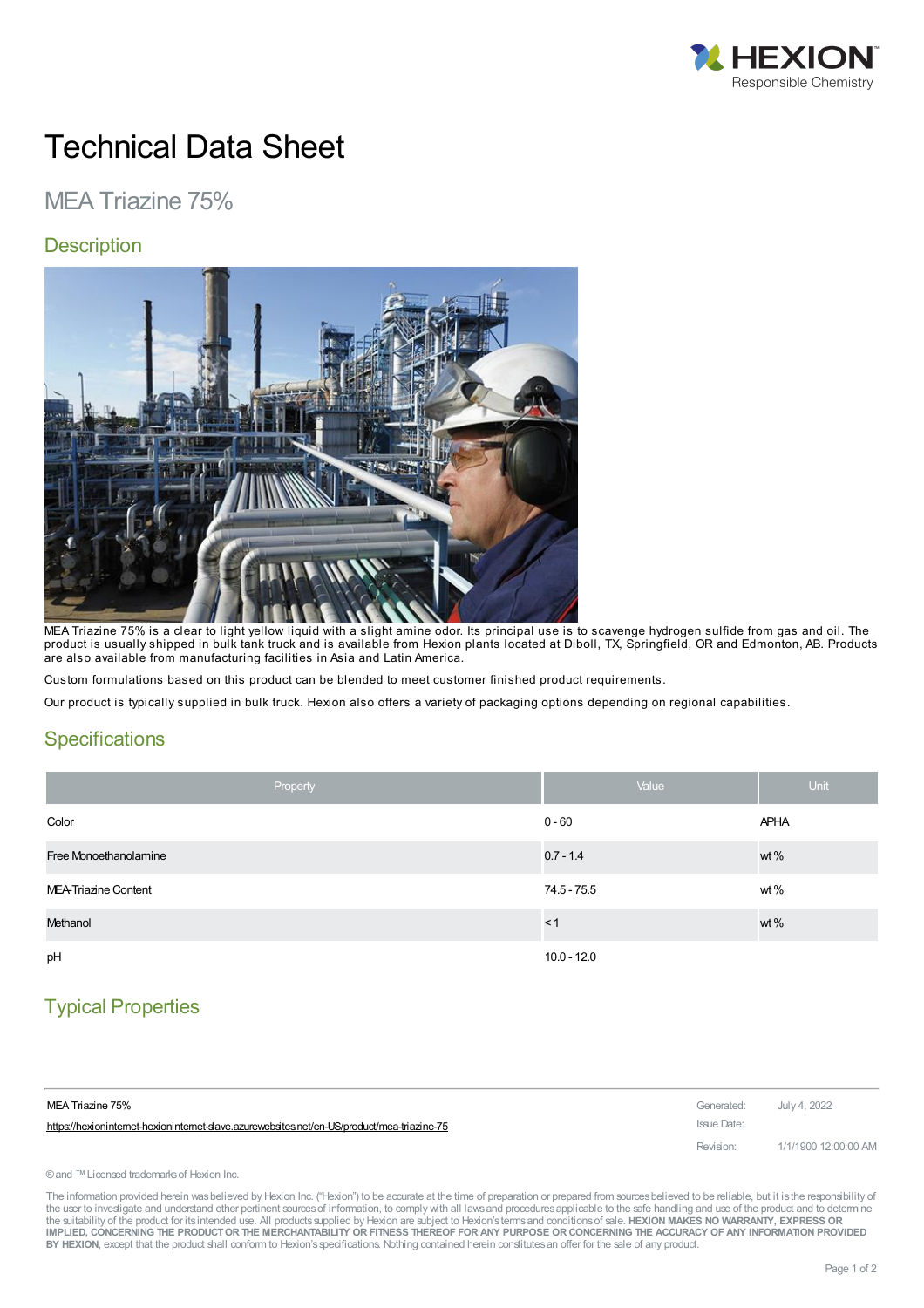# Technical Data Sheet

## MEA Triazine 75%

### Description

MEA Triazine 75% is a clear to light yellow liquid with a slight amine odor. Its principal use is to scavenge hydrogen sulfide from gas and oil. The product is usually shipped in bulk tank truck and is available from Hexion plants located at Diboll, TX, Springfield, OR and Edmonton, AB. Products are also available from manufacturing facilities in Asia and Latin America.

Custom formulations based on this product can be blended to meet customer finished product requirements.

Our product is typically supplied in bulk truck. Hexion also offers a variety of packaging options depending on regional capabilities.

### Specifications

| Property | Value | Unit |
|---|---|---|
| Color | 0 - 60 | APHA |
| Free Monoethanolamine | 0.7 - 1.4 | wt % |
| MEA-Triazine Content | 74.5 - 75.5 | wt % |
| Methanol | < 1 | wt % |
| pH | 10.0 - 12.0 | |

### Typical Properties

MEA Triazine 75%
https://hexioninternet-hexioninternet-slave.azurewebsites.net/en-US/product/mea-triazine-75

Generated: July 4, 2022
Issue Date:
Revision: 1/1/1900 12:00:00 AM

® and ™ Licensed trademarks of Hexion Inc.

The information provided herein was believed by Hexion Inc. ("Hexion") to be accurate at the time of preparation or prepared from sources believed to be reliable, but it is the responsibility of the user to investigate and understand other pertinent sources of information, to comply with all laws and procedures applicable to the safe handling and use of the product and to determine the suitability of the product for its intended use. All products supplied by Hexion are subject to Hexion's terms and conditions of sale. **HEXION MAKES NO WARRANTY, EXPRESS OR IMPLIED, CONCERNING THE PRODUCT OR THE MERCHANTABILITY OR FITNESS THEREOF FOR ANY PURPOSE OR CONCERNING THE ACCURACY OF ANY INFORMATION PROVIDED BY HEXION**, except that the product shall conform to Hexion's specifications. Nothing contained herein constitutes an offer for the sale of any product.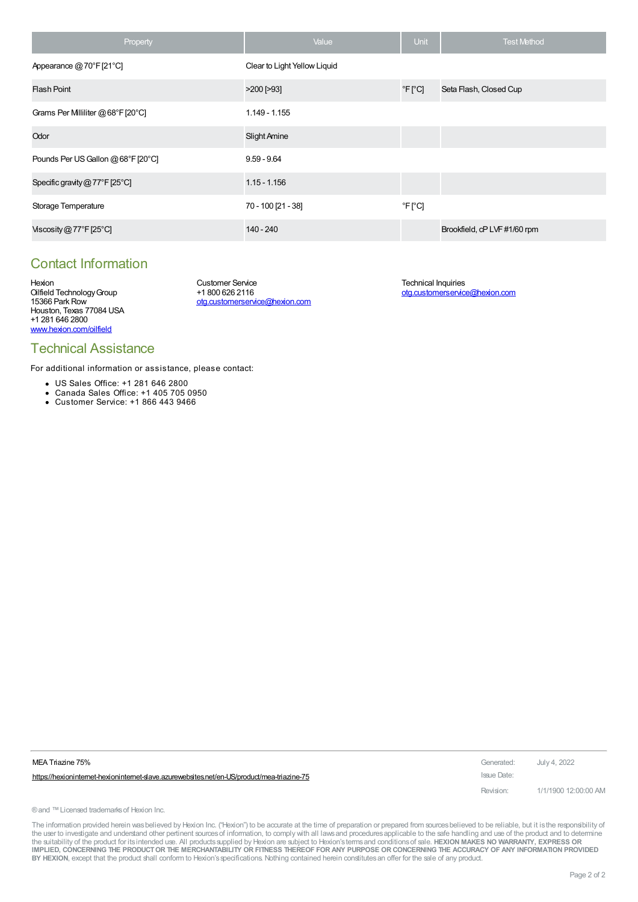| Property | Value | Unit | Test Method |
|---|---|---|---|
| Appearance @ 70°F [21°C] | Clear to Light Yellow Liquid | | |
| Flash Point | >200 [>93] | °F [°C] | Seta Flash, Closed Cup |
| Grams Per Milliliter @ 68°F [20°C] | 1.149 - 1.155 | | |
| Odor | Slight Amine | | |
| Pounds Per US Gallon @ 68°F [20°C] | 9.59 - 9.64 | | |
| Specific gravity @ 77°F [25°C] | 1.15 - 1.156 | | |
| Storage Temperature | 70 - 100 [21 - 38] | °F [°C] | |
| Viscosity @ 77°F [25°C] | 140 - 240 | | Brookfield, cP LVF #1/60 rpm |

## Contact Information

Hexion
Oilfield Technology Group
15366 Park Row
Houston, Texas 77084 USA
+1 281 646 2800
www.hexion.com/oilfield

Customer Service
+1 800 626 2116
otg.customerservice@hexion.com

Technical Inquiries
otg.customerservice@hexion.com

## Technical Assistance

For additional information or assistance, please contact:

- US Sales Office: +1 281 646 2800
- Canada Sales Office: +1 405 705 0950
- Customer Service: +1 866 443 9466

MEA Triazine 75%
https://hexioninternet-hexioninternet-slave.azurewebsites.net/en-US/product/mea-triazine-75

Generated: July 4, 2022
Issue Date:
Revision: 1/1/1900 12:00:00 AM

® and ™ Licensed trademarks of Hexion Inc.

The information provided herein was believed by Hexion Inc. ("Hexion") to be accurate at the time of preparation or prepared from sources believed to be reliable, but it is the responsibility of the user to investigate and understand other pertinent sources of information, to comply with all laws and procedures applicable to the safe handling and use of the product and to determine the suitability of the product for its intended use. All products supplied by Hexion are subject to Hexion's terms and conditions of sale. **HEXION MAKES NO WARRANTY, EXPRESS OR IMPLIED, CONCERNING THE PRODUCT OR THE MERCHANTABILITY OR FITNESS THEREOF FOR ANY PURPOSE OR CONCERNING THE ACCURACY OF ANY INFORMATION PROVIDED BY HEXION**, except that the product shall conform to Hexion's specifications. Nothing contained herein constitutes an offer for the sale of any product.